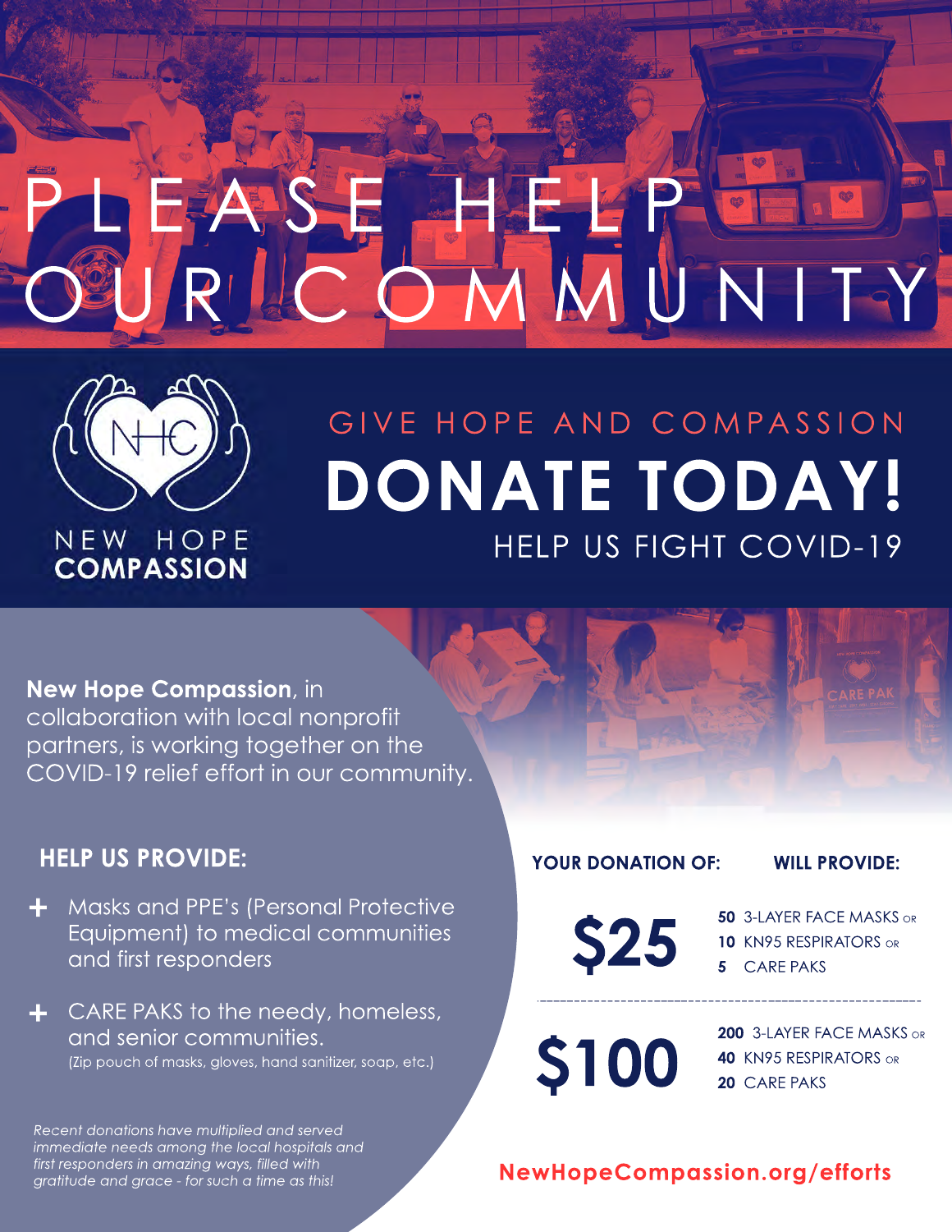# PLEASE HELP OUR COMMUNITY

NEW HOPE **COMPASSION**

GIVE HOPE AND COMPASSION

## DONATE TODAY!

HELP US FIGHT COVID-19

**New Hope Compassion**, in collaboration with local nonprofit partners, is working together on the COVID-19 relief effort in our community.

### HELP US PROVIDE:

- Masks and PPE's (Personal Protective Equipment) to medical communities and first responders
- CARE PAKS to the needy, homeless, and senior communities. (Zip pouch of masks, gloves, hand sanitizer, soap, etc.)

*Recent donations have multiplied and served immediate needs among the local hospitals and first responders in amazing ways, filled with gratitude and grace - for such a time as this!*

| YOUR DONATION OF: | WILL PROVIDE: |
| --- | --- |
| **$25** | **50** 3-LAYER FACE MASKS or<br>**10** KN95 RESPIRATORS or<br>**5** CARE PAKS |
| **$100** | **200** 3-LAYER FACE MASKS or<br>**40** KN95 RESPIRATORS or<br>**20** CARE PAKS |

**NewHopeCompassion.org/efforts**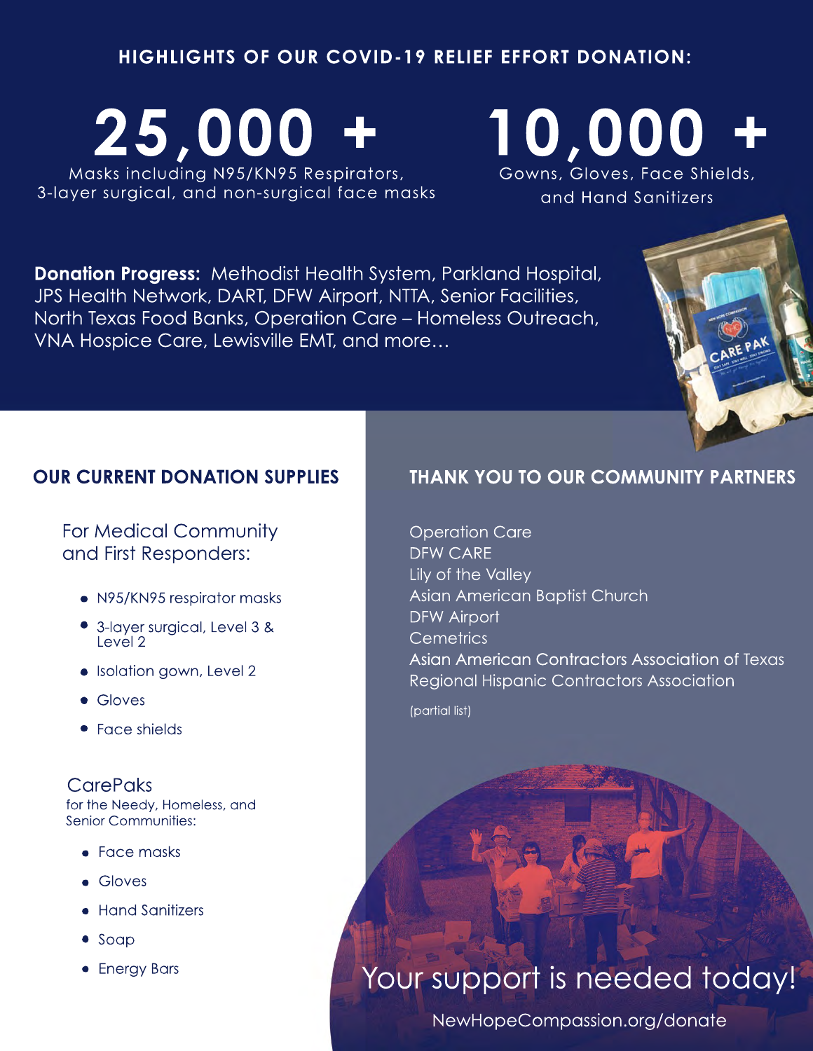## HIGHLIGHTS OF OUR COVID-19 RELIEF EFFORT DONATION:

**25,000 +**
Masks including N95/KN95 Respirators, 3-layer surgical, and non-surgical face masks

**10,000 +**
Gowns, Gloves, Face Shields, and Hand Sanitizers

**Donation Progress:** Methodist Health System, Parkland Hospital, JPS Health Network, DART, DFW Airport, NTTA, Senior Facilities, North Texas Food Banks, Operation Care – Homeless Outreach, VNA Hospice Care, Lewisville EMT, and more…

## OUR CURRENT DONATION SUPPLIES

### For Medical Community and First Responders:

- N95/KN95 respirator masks
- 3-layer surgical, Level 3 & Level 2
- Isolation gown, Level 2
- Gloves
- Face shields

### CarePaks

for the Needy, Homeless, and Senior Communities:

- Face masks
- Gloves
- Hand Sanitizers
- Soap
- Energy Bars

## THANK YOU TO OUR COMMUNITY PARTNERS

Operation Care
DFW CARE
Lily of the Valley
Asian American Baptist Church
DFW Airport
Cemetrics
Asian American Contractors Association of Texas
Regional Hispanic Contractors Association

(partial list)

Your support is needed today!

NewHopeCompassion.org/donate